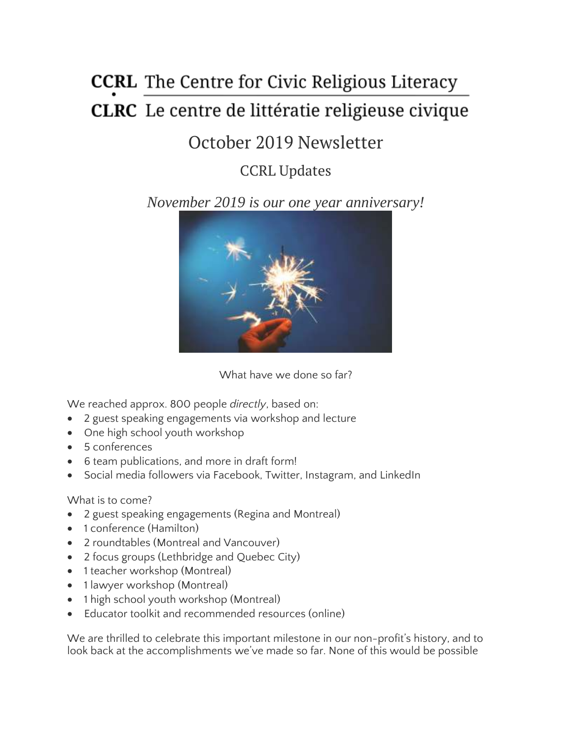# CCRL The Centre for Civic Religious Literacy

# CLRC Le centre de littératie religieuse civique

# October 2019 Newsletter

## CCRL Updates

*November 2019 is our one year anniversary!*

What have we done so far?

We reached approx. 800 people *directly*, based on:

- 2 guest speaking engagements via workshop and lecture
- One high school youth workshop
- 5 conferences
- 6 team publications, and more in draft form!
- Social media followers via Facebook, Twitter, Instagram, and LinkedIn

What is to come?

- 2 guest speaking engagements (Regina and Montreal)
- 1 conference (Hamilton)
- 2 roundtables (Montreal and Vancouver)
- 2 focus groups (Lethbridge and Quebec City)
- 1 teacher workshop (Montreal)
- 1 lawyer workshop (Montreal)
- 1 high school youth workshop (Montreal)
- Educator toolkit and recommended resources (online)

We are thrilled to celebrate this important milestone in our non-profit's history, and to look back at the accomplishments we've made so far. None of this would be possible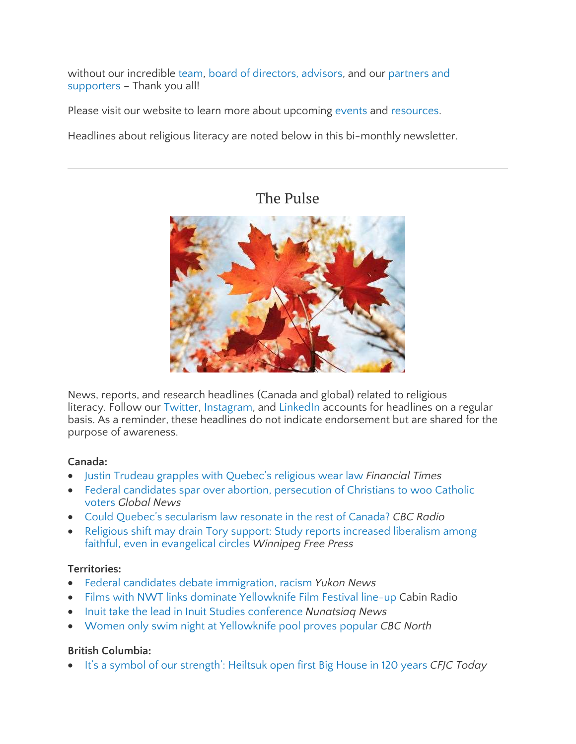without our incredible team, board of directors, advisors, and our partners and supporters – Thank you all!

Please visit our website to learn more about upcoming events and resources.

Headlines about religious literacy are noted below in this bi-monthly newsletter.

---

## The Pulse

News, reports, and research headlines (Canada and global) related to religious literacy. Follow our Twitter, Instagram, and LinkedIn accounts for headlines on a regular basis. As a reminder, these headlines do not indicate endorsement but are shared for the purpose of awareness.

**Canada:**

- Justin Trudeau grapples with Quebec's religious wear law *Financial Times*
- Federal candidates spar over abortion, persecution of Christians to woo Catholic voters *Global News*
- Could Quebec's secularism law resonate in the rest of Canada? *CBC Radio*
- Religious shift may drain Tory support: Study reports increased liberalism among faithful, even in evangelical circles *Winnipeg Free Press*

**Territories:**

- Federal candidates debate immigration, racism *Yukon News*
- Films with NWT links dominate Yellowknife Film Festival line-up Cabin Radio
- Inuit take the lead in Inuit Studies conference *Nunatsiaq News*
- Women only swim night at Yellowknife pool proves popular *CBC North*

**British Columbia:**

- It's a symbol of our strength': Heiltsuk open first Big House in 120 years *CFJC Today*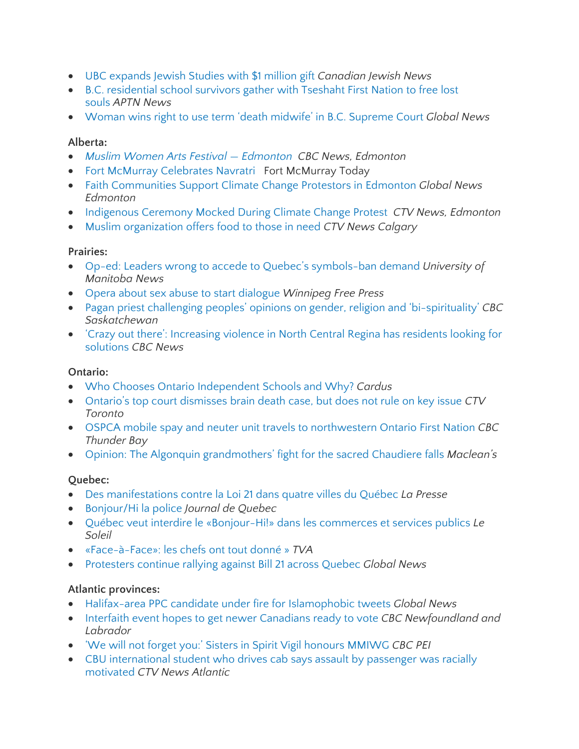- UBC expands Jewish Studies with $1 million gift *Canadian Jewish News*
- B.C. residential school survivors gather with Tseshaht First Nation to free lost souls *APTN News*
- Woman wins right to use term 'death midwife' in B.C. Supreme Court *Global News*

**Alberta:**

- *Muslim Women Arts Festival — Edmonton* *CBC News, Edmonton*
- Fort McMurray Celebrates Navratri Fort McMurray Today
- Faith Communities Support Climate Change Protestors in Edmonton *Global News Edmonton*
- Indigenous Ceremony Mocked During Climate Change Protest *CTV News, Edmonton*
- Muslim organization offers food to those in need *CTV News Calgary*

**Prairies:**

- Op-ed: Leaders wrong to accede to Quebec's symbols-ban demand *University of Manitoba News*
- Opera about sex abuse to start dialogue *Winnipeg Free Press*
- Pagan priest challenging peoples' opinions on gender, religion and 'bi-spirituality' *CBC Saskatchewan*
- 'Crazy out there': Increasing violence in North Central Regina has residents looking for solutions *CBC News*

**Ontario:**

- Who Chooses Ontario Independent Schools and Why? *Cardus*
- Ontario's top court dismisses brain death case, but does not rule on key issue *CTV Toronto*
- OSPCA mobile spay and neuter unit travels to northwestern Ontario First Nation *CBC Thunder Bay*
- Opinion: The Algonquin grandmothers' fight for the sacred Chaudiere falls *Maclean's*

**Quebec:**

- Des manifestations contre la Loi 21 dans quatre villes du Québec *La Presse*
- Bonjour/Hi la police *Journal de Quebec*
- Québec veut interdire le «Bonjour-Hi!» dans les commerces et services publics *Le Soleil*
- «Face-à-Face»: les chefs ont tout donné » *TVA*
- Protesters continue rallying against Bill 21 across Quebec *Global News*

**Atlantic provinces:**

- Halifax-area PPC candidate under fire for Islamophobic tweets *Global News*
- Interfaith event hopes to get newer Canadians ready to vote *CBC Newfoundland and Labrador*
- 'We will not forget you:' Sisters in Spirit Vigil honours MMIWG *CBC PEI*
- CBU international student who drives cab says assault by passenger was racially motivated *CTV News Atlantic*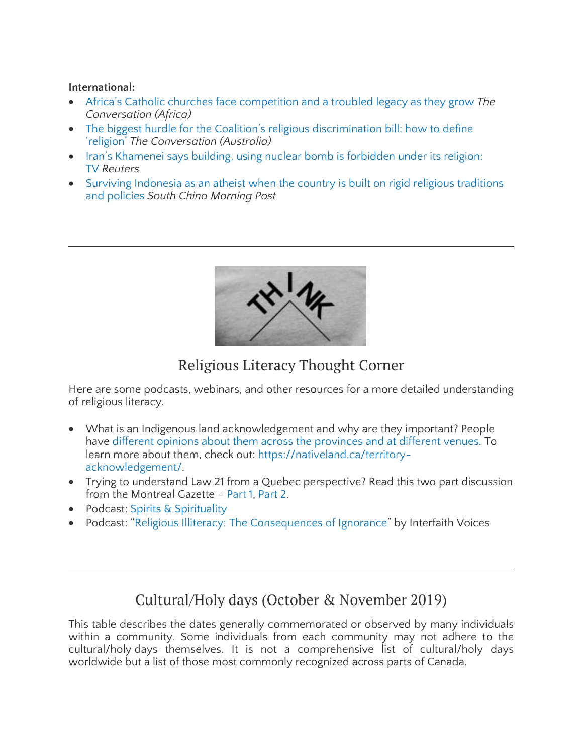**International:**

- Africa's Catholic churches face competition and a troubled legacy as they grow *The Conversation (Africa)*
- The biggest hurdle for the Coalition's religious discrimination bill: how to define 'religion' *The Conversation (Australia)*
- Iran's Khamenei says building, using nuclear bomb is forbidden under its religion: TV *Reuters*
- Surviving Indonesia as an atheist when the country is built on rigid religious traditions and policies *South China Morning Post*

---

## Religious Literacy Thought Corner

Here are some podcasts, webinars, and other resources for a more detailed understanding of religious literacy.

- What is an Indigenous land acknowledgement and why are they important? People have different opinions about them across the provinces and at different venues. To learn more about them, check out: https://nativeland.ca/territory-acknowledgement/.
- Trying to understand Law 21 from a Quebec perspective? Read this two part discussion from the Montreal Gazette – Part 1, Part 2.
- Podcast: Spirits & Spirituality
- Podcast: "Religious Illiteracy: The Consequences of Ignorance" by Interfaith Voices

---

## Cultural/Holy days (October & November 2019)

This table describes the dates generally commemorated or observed by many individuals within a community. Some individuals from each community may not adhere to the cultural/holy days themselves. It is not a comprehensive list of cultural/holy days worldwide but a list of those most commonly recognized across parts of Canada.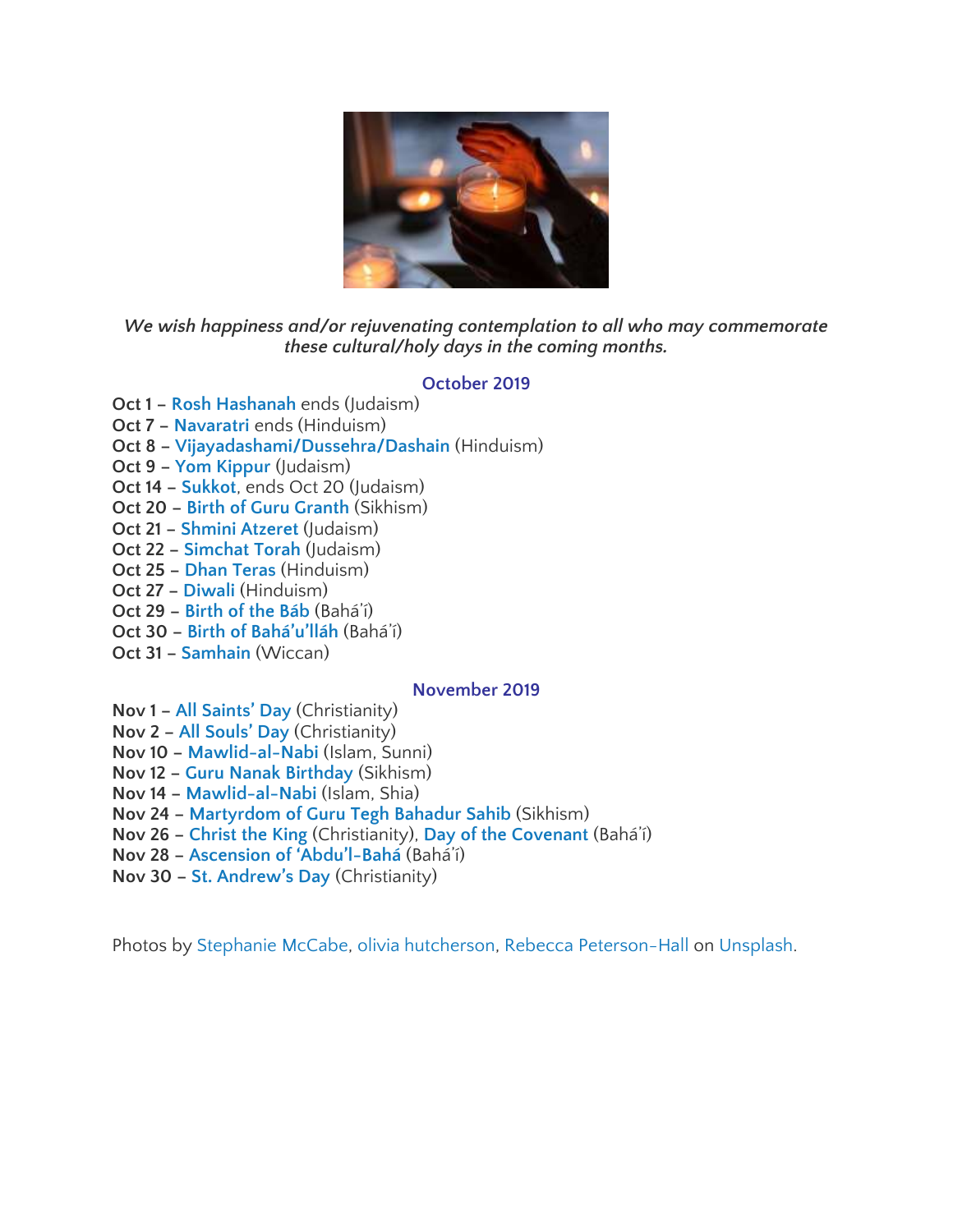*We wish happiness and/or rejuvenating contemplation to all who may commemorate these cultural/holy days in the coming months.*

## October 2019

**Oct 1 –** Rosh Hashanah ends (Judaism)
**Oct 7 –** Navaratri ends (Hinduism)
**Oct 8 –** Vijayadashami/Dussehra/Dashain (Hinduism)
**Oct 9 –** Yom Kippur (Judaism)
**Oct 14 –** Sukkot, ends Oct 20 (Judaism)
**Oct 20 –** Birth of Guru Granth (Sikhism)
**Oct 21 –** Shmini Atzeret (Judaism)
**Oct 22 –** Simchat Torah (Judaism)
**Oct 25 –** Dhan Teras (Hinduism)
**Oct 27 –** Diwali (Hinduism)
**Oct 29 –** Birth of the Báb (Bahá'í)
**Oct 30 –** Birth of Bahá'u'lláh (Bahá'í)
**Oct 31 –** Samhain (Wiccan)

## November 2019

**Nov 1 –** All Saints' Day (Christianity)
**Nov 2 –** All Souls' Day (Christianity)
**Nov 10 –** Mawlid-al-Nabi (Islam, Sunni)
**Nov 12 –** Guru Nanak Birthday (Sikhism)
**Nov 14 –** Mawlid-al-Nabi (Islam, Shia)
**Nov 24 –** Martyrdom of Guru Tegh Bahadur Sahib (Sikhism)
**Nov 26 –** Christ the King (Christianity), Day of the Covenant (Bahá'í)
**Nov 28 –** Ascension of 'Abdu'l-Bahá (Bahá'í)
**Nov 30 –** St. Andrew's Day (Christianity)

Photos by Stephanie McCabe, olivia hutcherson, Rebecca Peterson-Hall on Unsplash.